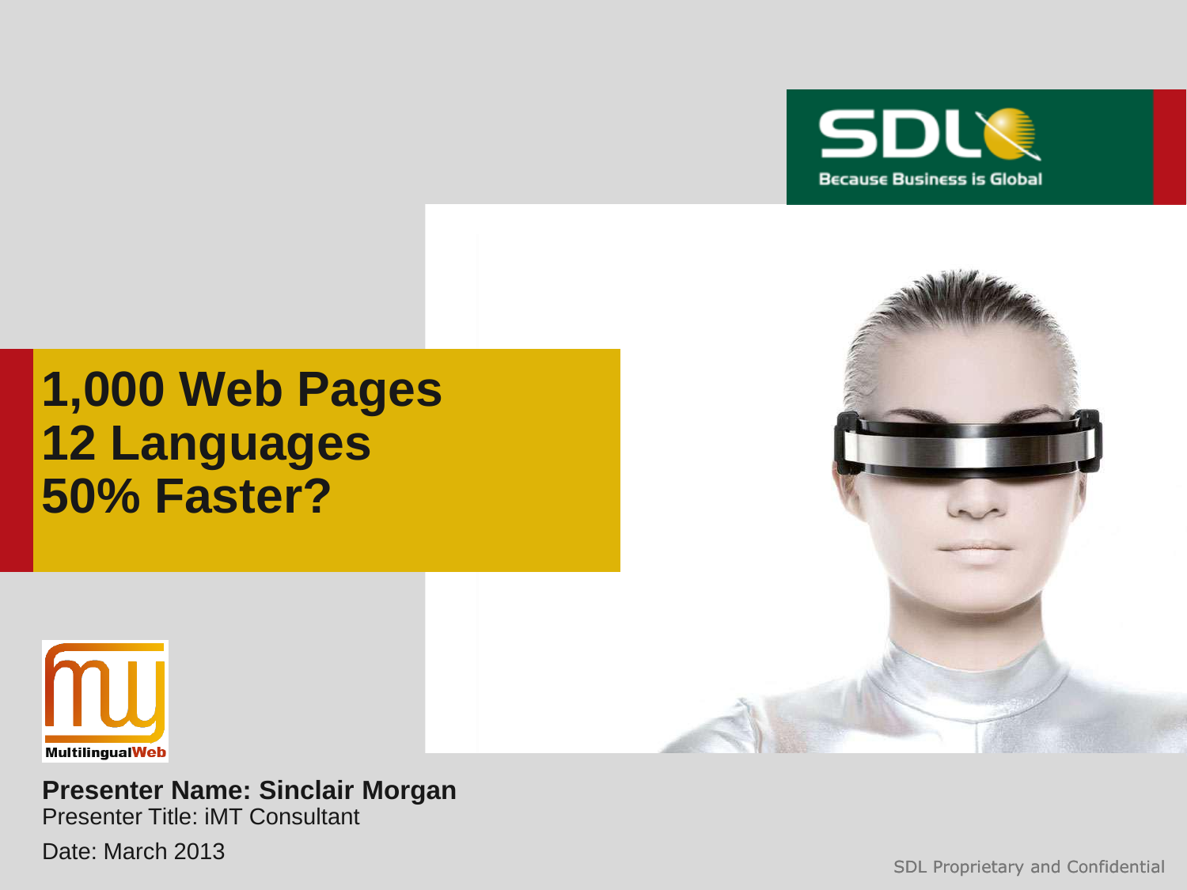# 1,000 Web Pages
# 12 Languages
# 50% Faster?

**Presenter Name: Sinclair Morgan**
Presenter Title: iMT Consultant
Date: March 2013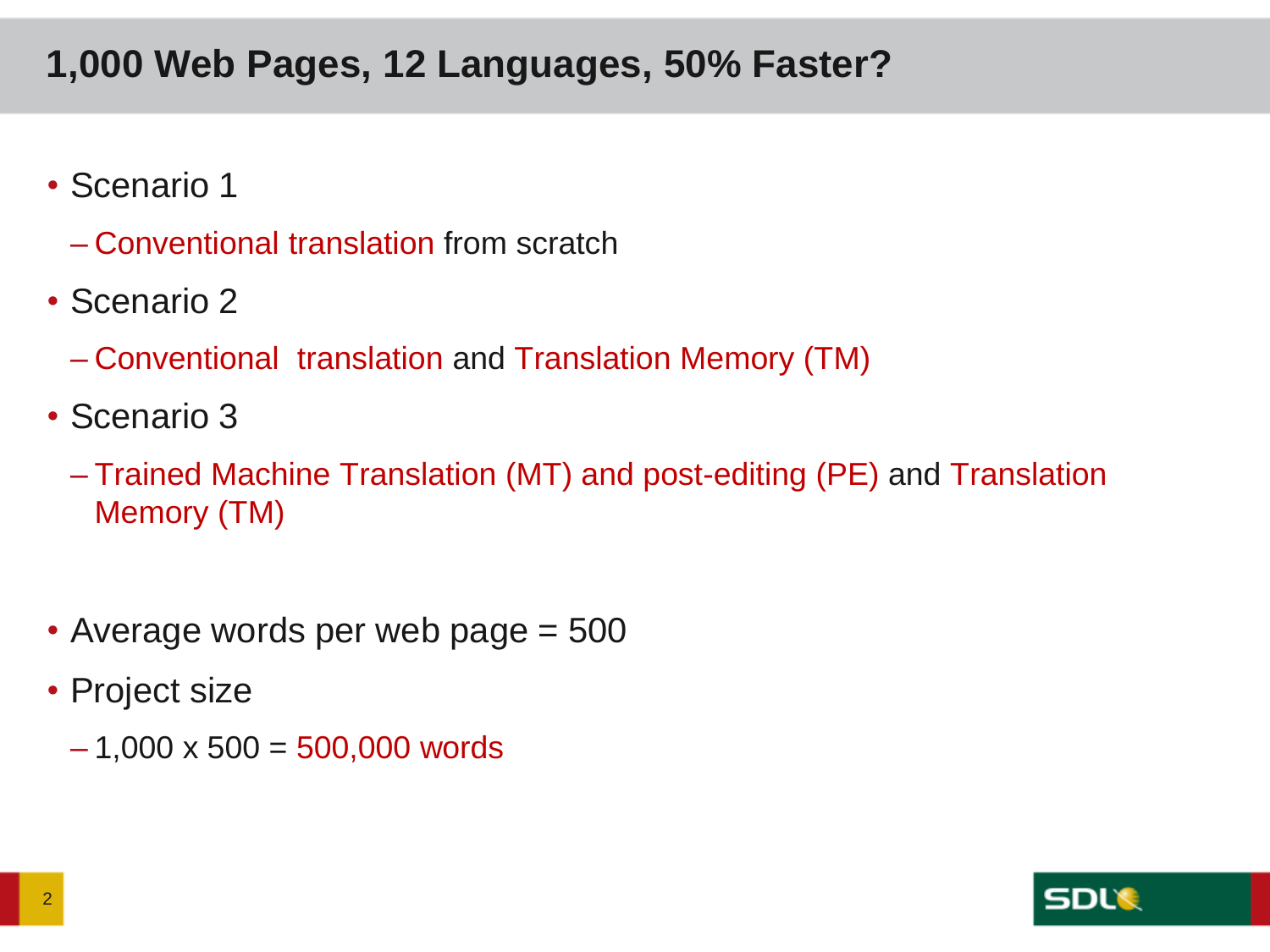# 1,000 Web Pages, 12 Languages, 50% Faster?

- Scenario 1
  - Conventional translation from scratch
- Scenario 2
  - Conventional  translation and Translation Memory (TM)
- Scenario 3
  - Trained Machine Translation (MT) and post-editing (PE) and Translation Memory (TM)

- Average words per web page = 500
- Project size
  - 1,000 x 500 = 500,000 words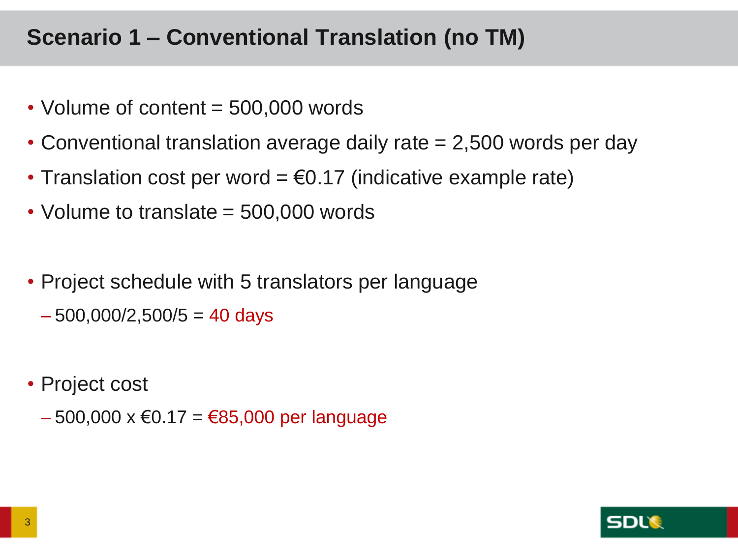# Scenario 1 – Conventional Translation (no TM)

- Volume of content = 500,000 words
- Conventional translation average daily rate = 2,500 words per day
- Translation cost per word = €0.17 (indicative example rate)
- Volume to translate = 500,000 words

- Project schedule with 5 translators per language
  - 500,000/2,500/5 = 40 days

- Project cost
  - 500,000 x €0.17 = €85,000 per language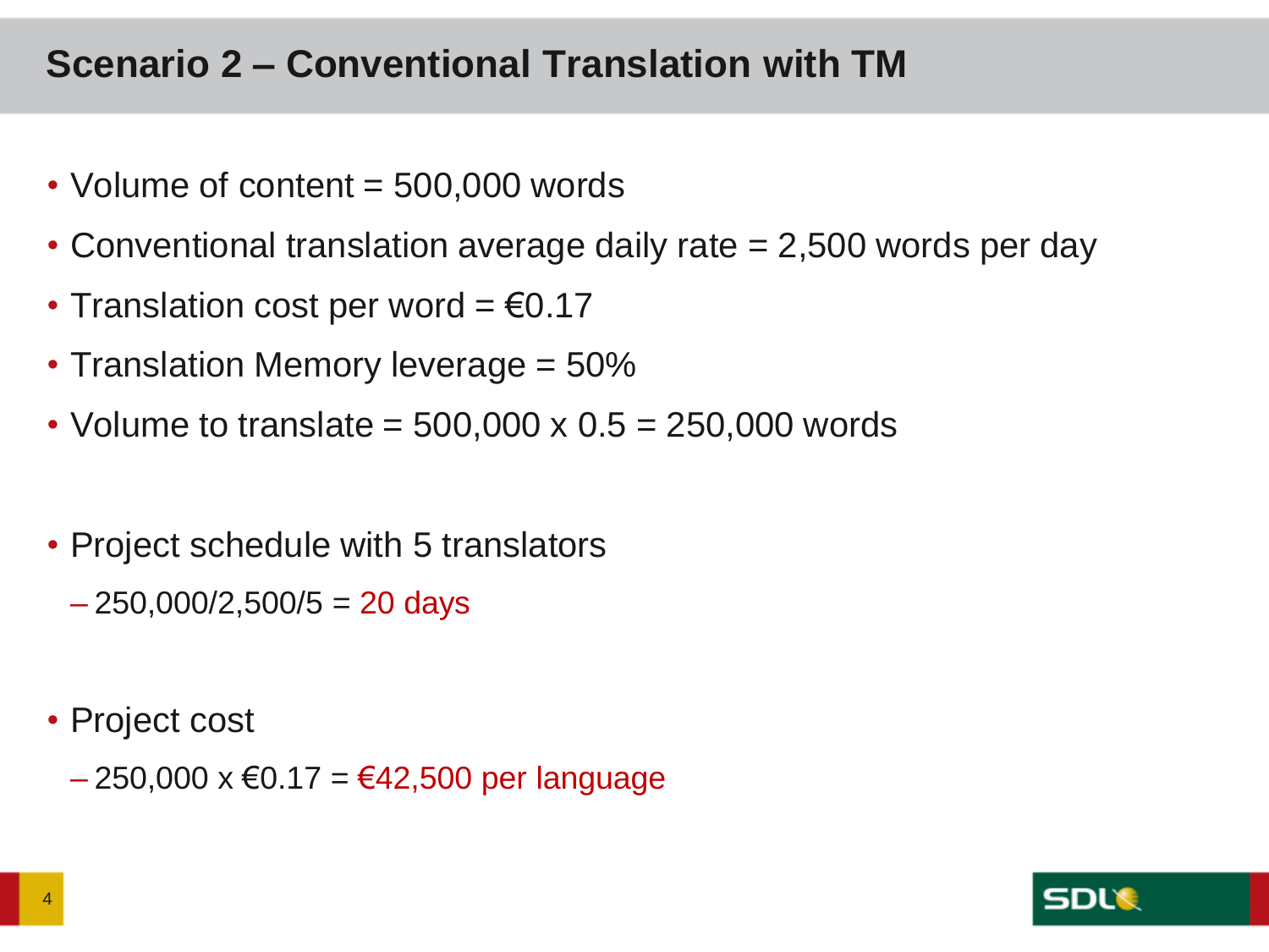# Scenario 2 – Conventional Translation with TM

- Volume of content = 500,000 words
- Conventional translation average daily rate = 2,500 words per day
- Translation cost per word = €0.17
- Translation Memory leverage = 50%
- Volume to translate = 500,000 x 0.5 = 250,000 words

- Project schedule with 5 translators
  - 250,000/2,500/5 = 20 days

- Project cost
  - 250,000 x €0.17 = €42,500 per language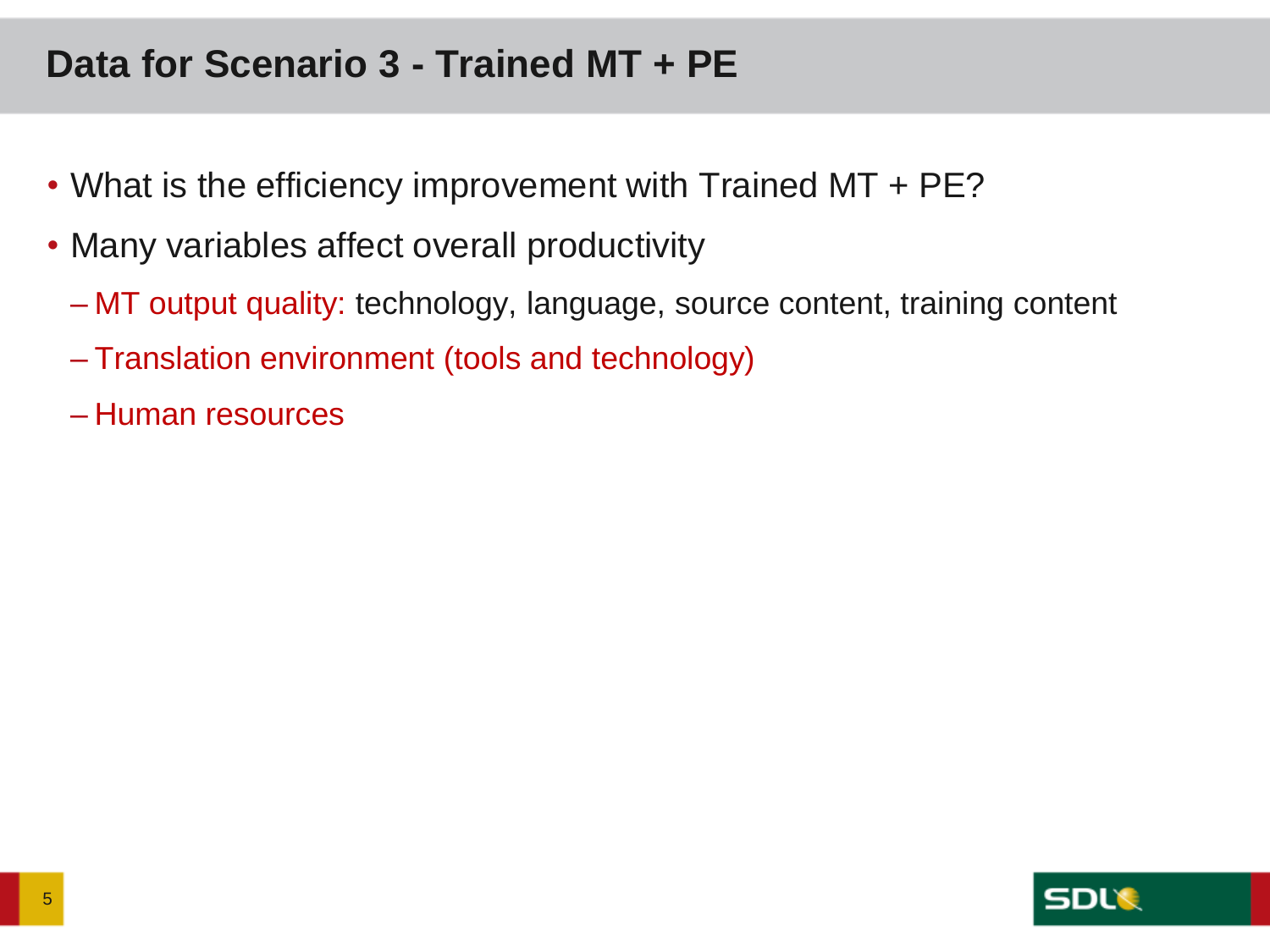# Data for Scenario 3 - Trained MT + PE

- What is the efficiency improvement with Trained MT + PE?
- Many variables affect overall productivity
  - MT output quality: technology, language, source content, training content
  - Translation environment (tools and technology)
  - Human resources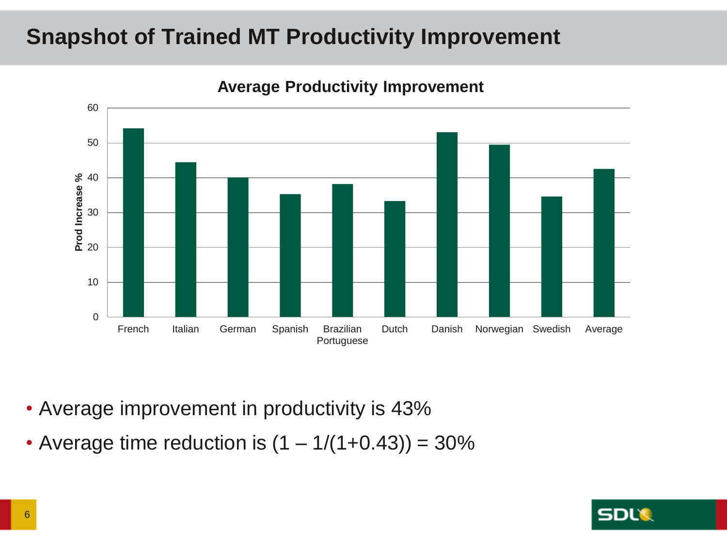# Snapshot of Trained MT Productivity Improvement

**Average Productivity Improvement**

| Language | Prod Increase % |
|---|---|
| French | 54 |
| Italian | 44.5 |
| German | 40 |
| Spanish | 35.3 |
| Brazilian Portuguese | 38.2 |
| Dutch | 33.3 |
| Danish | 53 |
| Norwegian | 49.5 |
| Swedish | 34.6 |
| Average | 42.5 |

- Average improvement in productivity is 43%
- Average time reduction is $(1 – 1/(1+0.43)) = 30\%$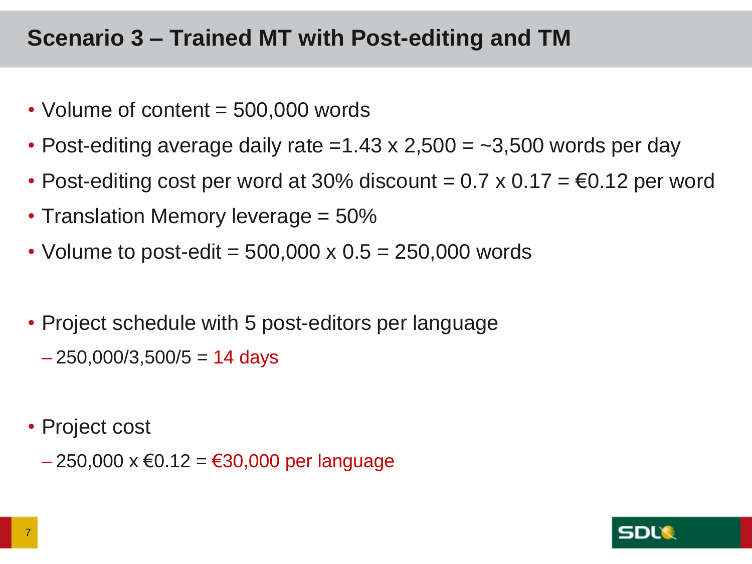# Scenario 3 – Trained MT with Post-editing and TM

- Volume of content = 500,000 words
- Post-editing average daily rate =1.43 x 2,500 = ~3,500 words per day
- Post-editing cost per word at 30% discount = 0.7 x 0.17 = €0.12 per word
- Translation Memory leverage = 50%
- Volume to post-edit = 500,000 x 0.5 = 250,000 words

- Project schedule with 5 post-editors per language
  - 250,000/3,500/5 = 14 days

- Project cost
  - 250,000 x €0.12 = €30,000 per language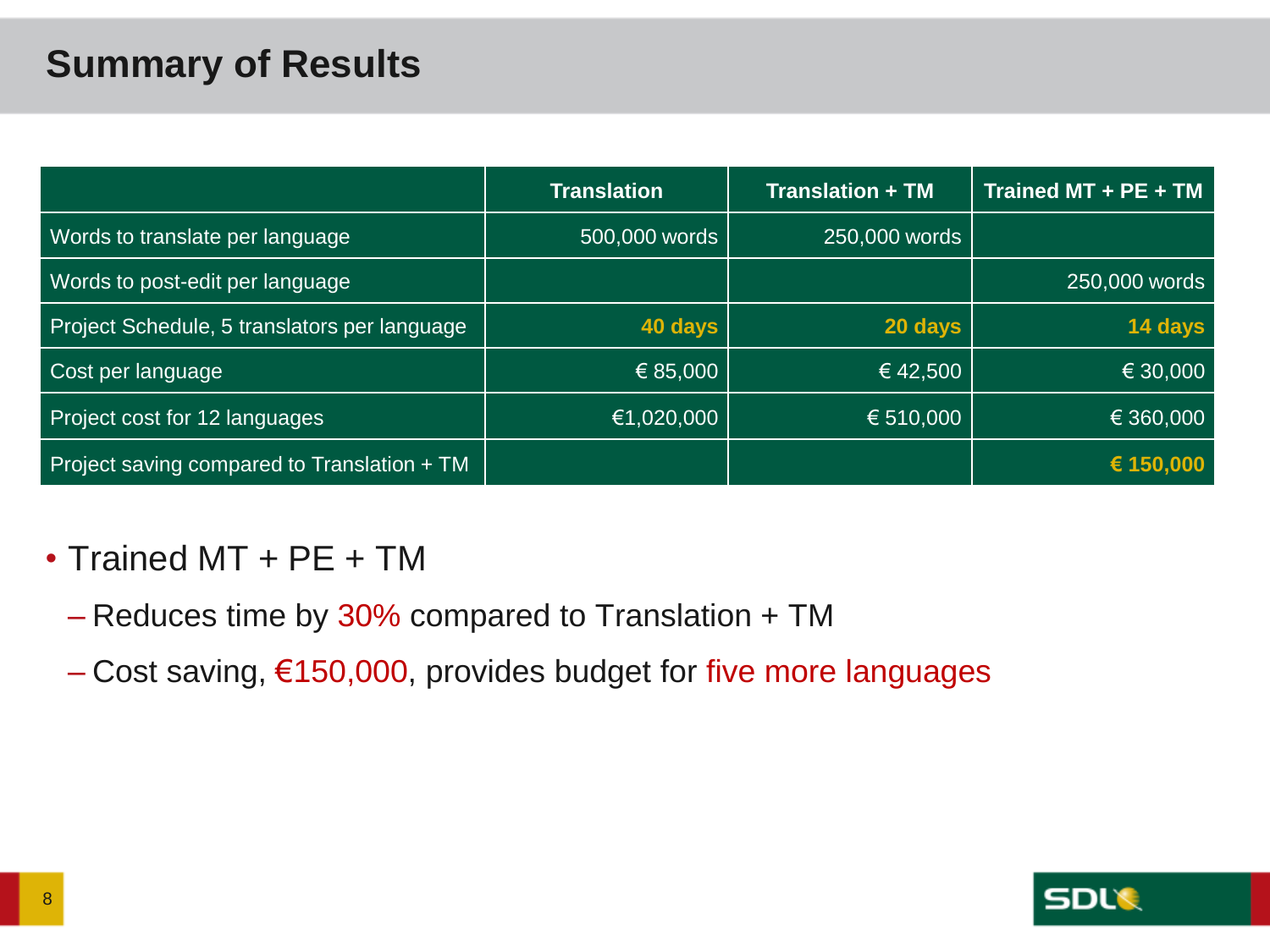# Summary of Results

| | Translation | Translation + TM | Trained MT + PE + TM |
|---|---|---|---|
| Words to translate per language | 500,000 words | 250,000 words | |
| Words to post-edit per language | | | 250,000 words |
| Project Schedule, 5 translators per language | **40 days** | **20 days** | **14 days** |
| Cost per language | € 85,000 | € 42,500 | € 30,000 |
| Project cost for 12 languages | €1,020,000 | € 510,000 | € 360,000 |
| Project saving compared to Translation + TM | | | **€ 150,000** |

- Trained MT + PE + TM
  - Reduces time by 30% compared to Translation + TM
  - Cost saving, €150,000, provides budget for five more languages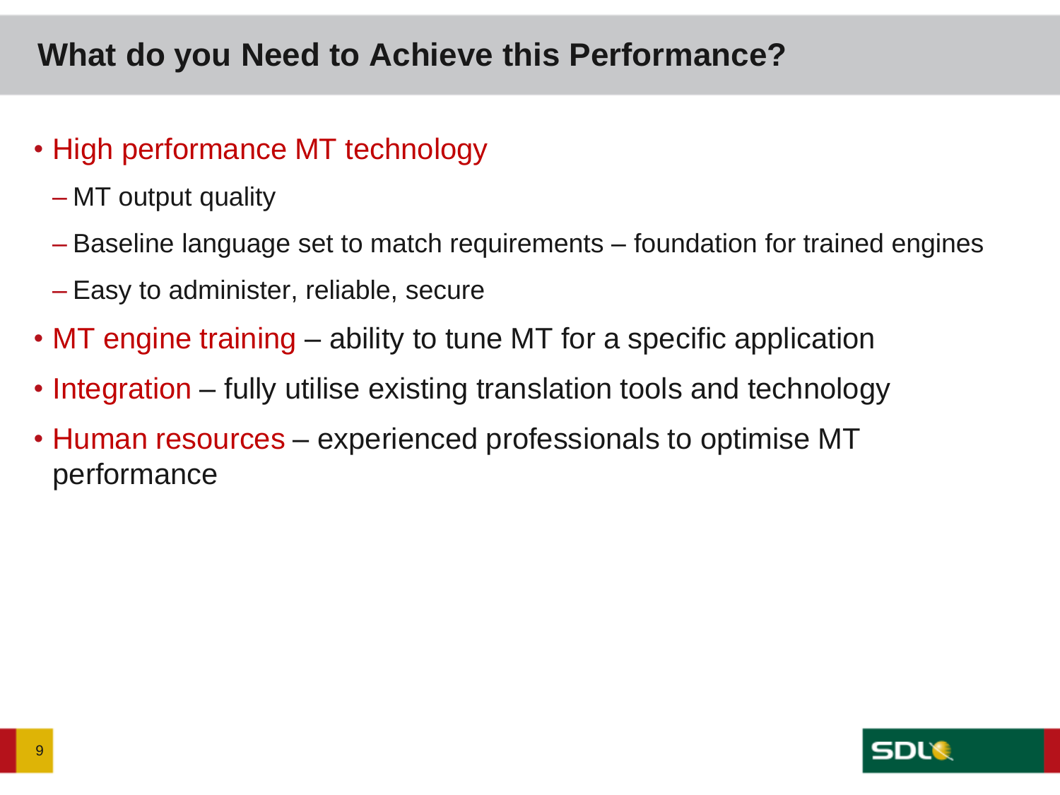# What do you Need to Achieve this Performance?

- High performance MT technology
  - MT output quality
  - Baseline language set to match requirements – foundation for trained engines
  - Easy to administer, reliable, secure
- MT engine training – ability to tune MT for a specific application
- Integration – fully utilise existing translation tools and technology
- Human resources – experienced professionals to optimise MT performance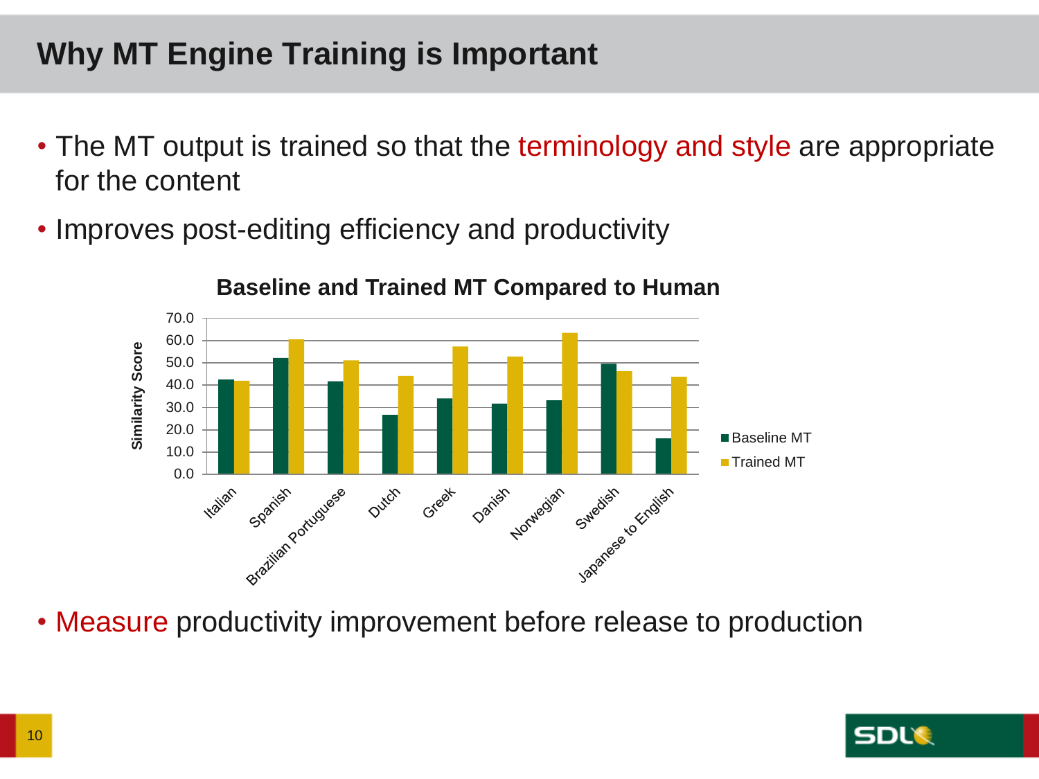# Why MT Engine Training is Important

- The MT output is trained so that the terminology and style are appropriate for the content
- Improves post-editing efficiency and productivity

**Baseline and Trained MT Compared to Human**

- Measure productivity improvement before release to production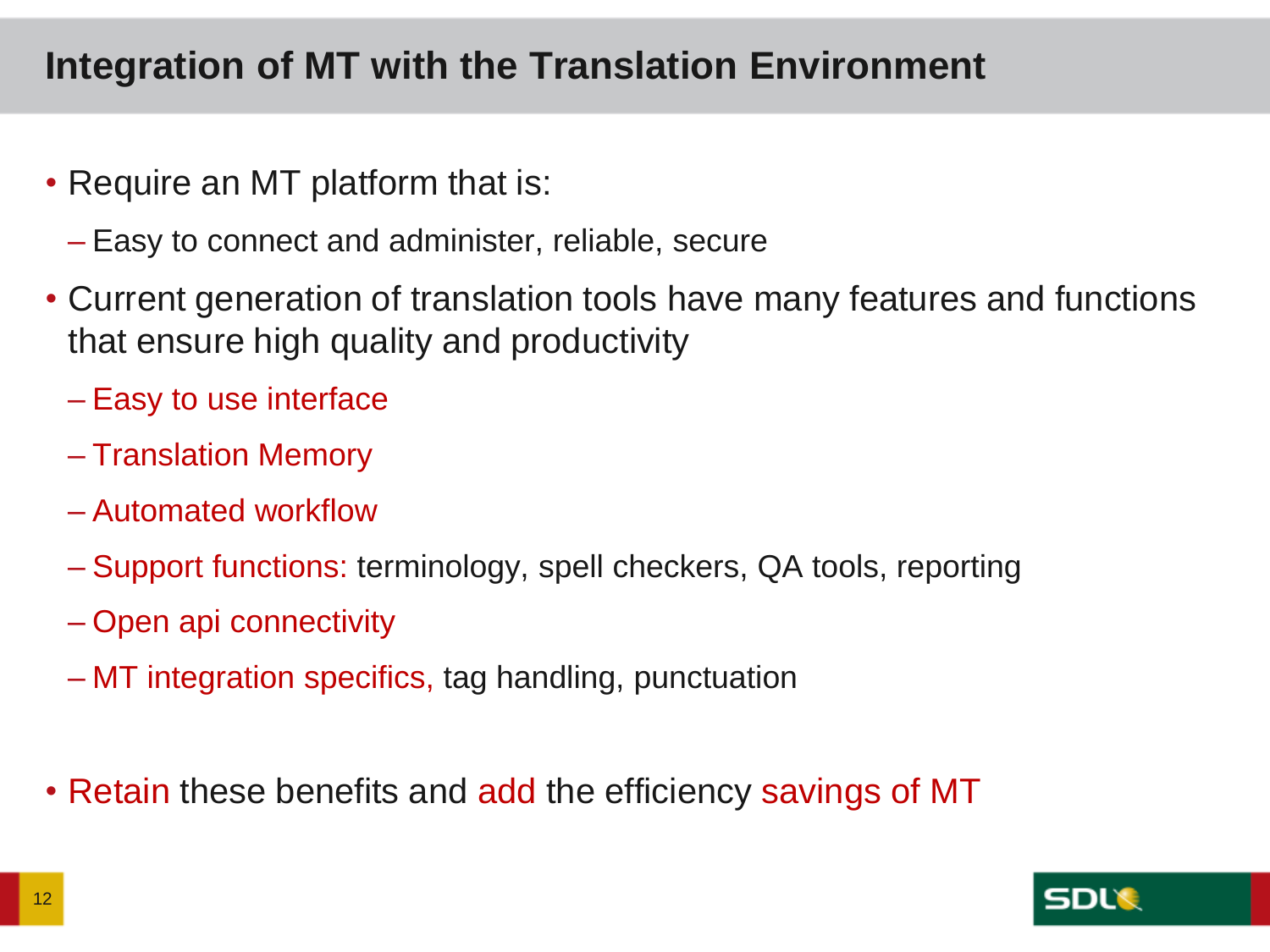# Integration of MT with the Translation Environment

- Require an MT platform that is:
  - Easy to connect and administer, reliable, secure
- Current generation of translation tools have many features and functions that ensure high quality and productivity
  - Easy to use interface
  - Translation Memory
  - Automated workflow
  - Support functions: terminology, spell checkers, QA tools, reporting
  - Open api connectivity
  - MT integration specifics, tag handling, punctuation
- Retain these benefits and add the efficiency savings of MT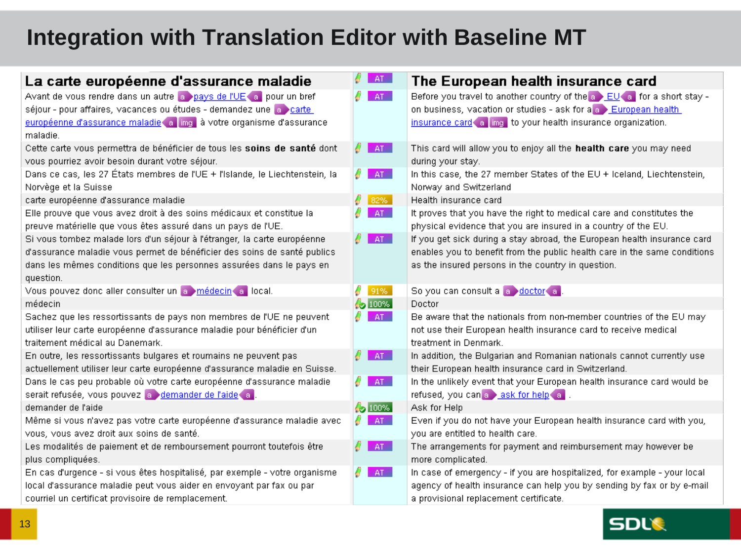# Integration with Translation Editor with Baseline MT

| Source | Status | Target |
|---|---|---|
| **La carte européenne d'assurance maladie** | AT | **The European health insurance card** |
| Avant de vous rendre dans un autre [a] pays de l'UE [a] pour un bref séjour - pour affaires, vacances ou études - demandez une [a] carte européenne d'assurance maladie [a] [img] à votre organisme d'assurance maladie. | AT | Before you travel to another country of the [a] EU [a] for a short stay - on business, vacation or studies - ask for a [a] European health insurance card [a] [img] to your health insurance organization. |
| Cette carte vous permettra de bénéficier de tous les **soins de santé** dont vous pourriez avoir besoin durant votre séjour. | AT | This card will allow you to enjoy all the **health care** you may need during your stay. |
| Dans ce cas, les 27 États membres de l'UE + l'Islande, le Liechtenstein, la Norvège et la Suisse | AT | In this case, the 27 member States of the EU + Iceland, Liechtenstein, Norway and Switzerland |
| carte européenne d'assurance maladie | 82% | Health insurance card |
| Elle prouve que vous avez droit à des soins médicaux et constitue la preuve matérielle que vous êtes assuré dans un pays de l'UE. | AT | It proves that you have the right to medical care and constitutes the physical evidence that you are insured in a country of the EU. |
| Si vous tombez malade lors d'un séjour à l'étranger, la carte européenne d'assurance maladie vous permet de bénéficier des soins de santé publics dans les mêmes conditions que les personnes assurées dans le pays en question. | AT | If you get sick during a stay abroad, the European health insurance card enables you to benefit from the public health care in the same conditions as the insured persons in the country in question. |
| Vous pouvez donc aller consulter un [a] médecin [a] local. | 91% | So you can consult a [a] doctor [a]. |
| médecin | 100% | Doctor |
| Sachez que les ressortissants de pays non membres de l'UE ne peuvent utiliser leur carte européenne d'assurance maladie pour bénéficier d'un traitement médical au Danemark. | AT | Be aware that the nationals from non-member countries of the EU may not use their European health insurance card to receive medical treatment in Denmark. |
| En outre, les ressortissants bulgares et roumains ne peuvent pas actuellement utiliser leur carte européenne d'assurance maladie en Suisse. | AT | In addition, the Bulgarian and Romanian nationals cannot currently use their European health insurance card in Switzerland. |
| Dans le cas peu probable où votre carte européenne d'assurance maladie serait refusée, vous pouvez [a] demander de l'aide [a]. | AT | In the unlikely event that your European health insurance card would be refused, you can [a] ask for help [a] . |
| demander de l'aide | 100% | Ask for Help |
| Même si vous n'avez pas votre carte européenne d'assurance maladie avec vous, vous avez droit aux soins de santé. | AT | Even if you do not have your European health insurance card with you, you are entitled to health care. |
| Les modalités de paiement et de remboursement pourront toutefois être plus compliquées. | AT | The arrangements for payment and reimbursement may however be more complicated. |
| En cas d'urgence - si vous êtes hospitalisé, par exemple - votre organisme local d'assurance maladie peut vous aider en envoyant par fax ou par courriel un certificat provisoire de remplacement. | AT | In case of emergency - if you are hospitalized, for example - your local agency of health insurance can help you by sending by fax or by e-mail a provisional replacement certificate. |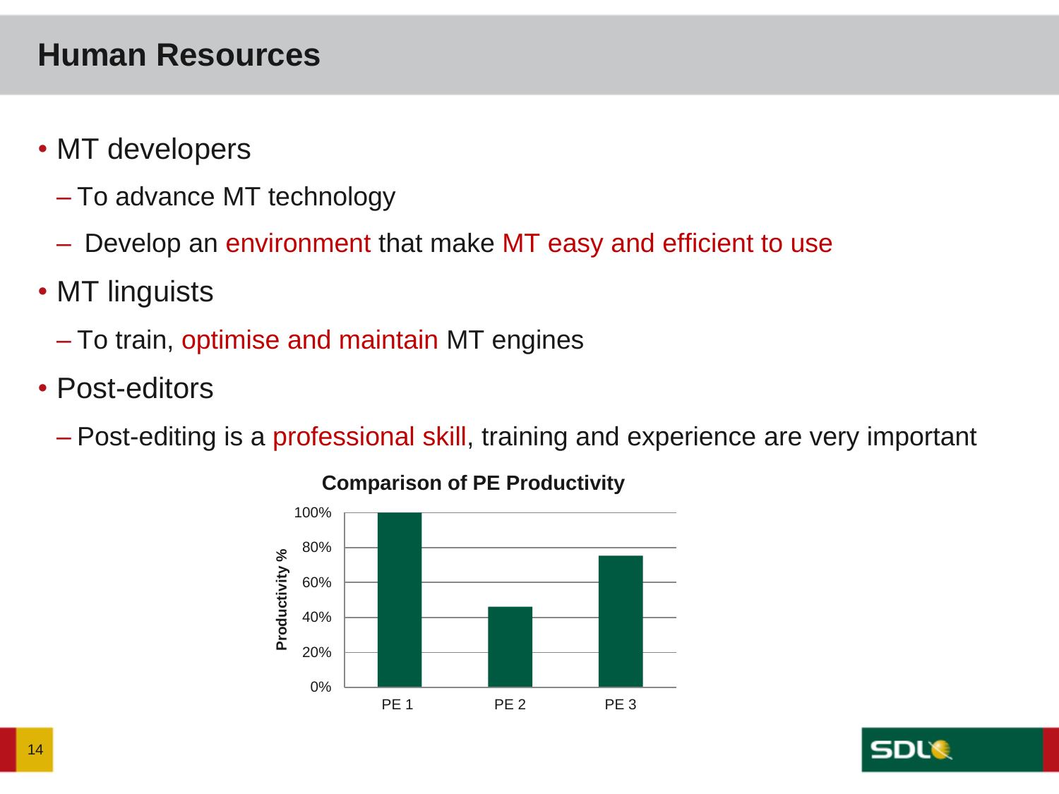# Human Resources

- MT developers
  - To advance MT technology
  - Develop an environment that make MT easy and efficient to use
- MT linguists
  - To train, optimise and maintain MT engines
- Post-editors
  - Post-editing is a professional skill, training and experience are very important

**Comparison of PE Productivity**

| | Productivity % |
|---|---|
| PE 1 | 100% |
| PE 2 | 46% |
| PE 3 | 75% |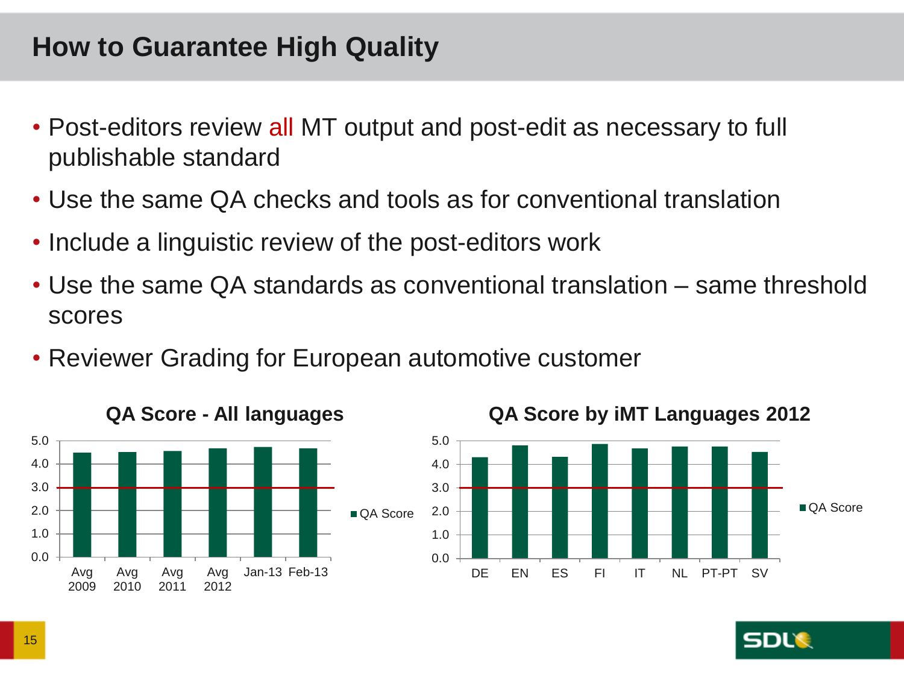# How to Guarantee High Quality

- Post-editors review all MT output and post-edit as necessary to full publishable standard
- Use the same QA checks and tools as for conventional translation
- Include a linguistic review of the post-editors work
- Use the same QA standards as conventional translation – same threshold scores
- Reviewer Grading for European automotive customer

**QA Score - All languages**

5.0
4.0
3.0
2.0
1.0
0.0

Avg 2009 | Avg 2010 | Avg 2011 | Avg 2012 | Jan-13 | Feb-13

■ QA Score

**QA Score by iMT Languages 2012**

5.0
4.0
3.0
2.0
1.0
0.0

DE | EN | ES | FI | IT | NL | PT-PT | SV

■ QA Score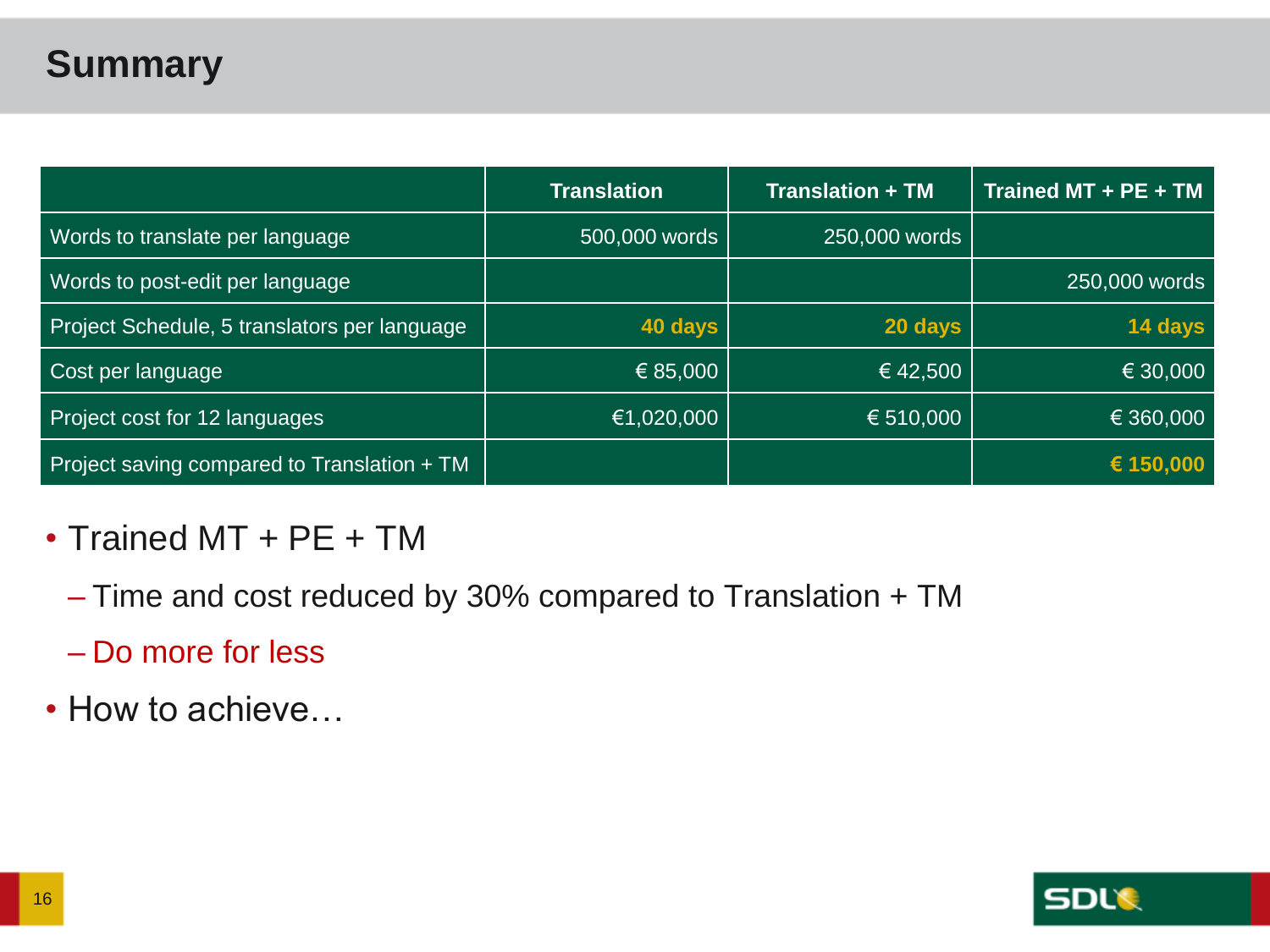# Summary

| | Translation | Translation + TM | Trained MT + PE + TM |
|---|---|---|---|
| Words to translate per language | 500,000 words | 250,000 words | |
| Words to post-edit per language | | | 250,000 words |
| Project Schedule, 5 translators per language | **40 days** | **20 days** | **14 days** |
| Cost per language | € 85,000 | € 42,500 | € 30,000 |
| Project cost for 12 languages | €1,020,000 | € 510,000 | € 360,000 |
| Project saving compared to Translation + TM | | | **€ 150,000** |

- Trained MT + PE + TM
  - Time and cost reduced by 30% compared to Translation + TM
  - Do more for less
- How to achieve…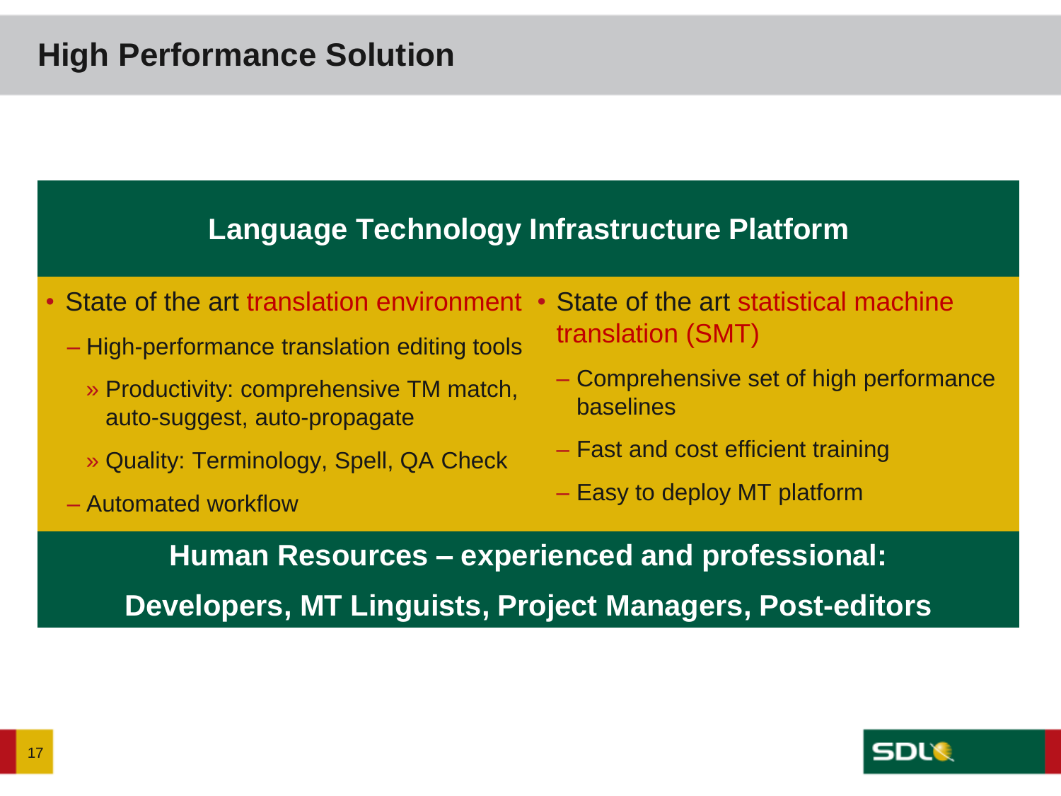# High Performance Solution

## Language Technology Infrastructure Platform

- State of the art translation environment
  - High-performance translation editing tools
    - Productivity: comprehensive TM match, auto-suggest, auto-propagate
    - Quality: Terminology, Spell, QA Check
  - Automated workflow
- State of the art statistical machine translation (SMT)
  - Comprehensive set of high performance baselines
  - Fast and cost efficient training
  - Easy to deploy MT platform

**Human Resources – experienced and professional:**

**Developers, MT Linguists, Project Managers, Post-editors**